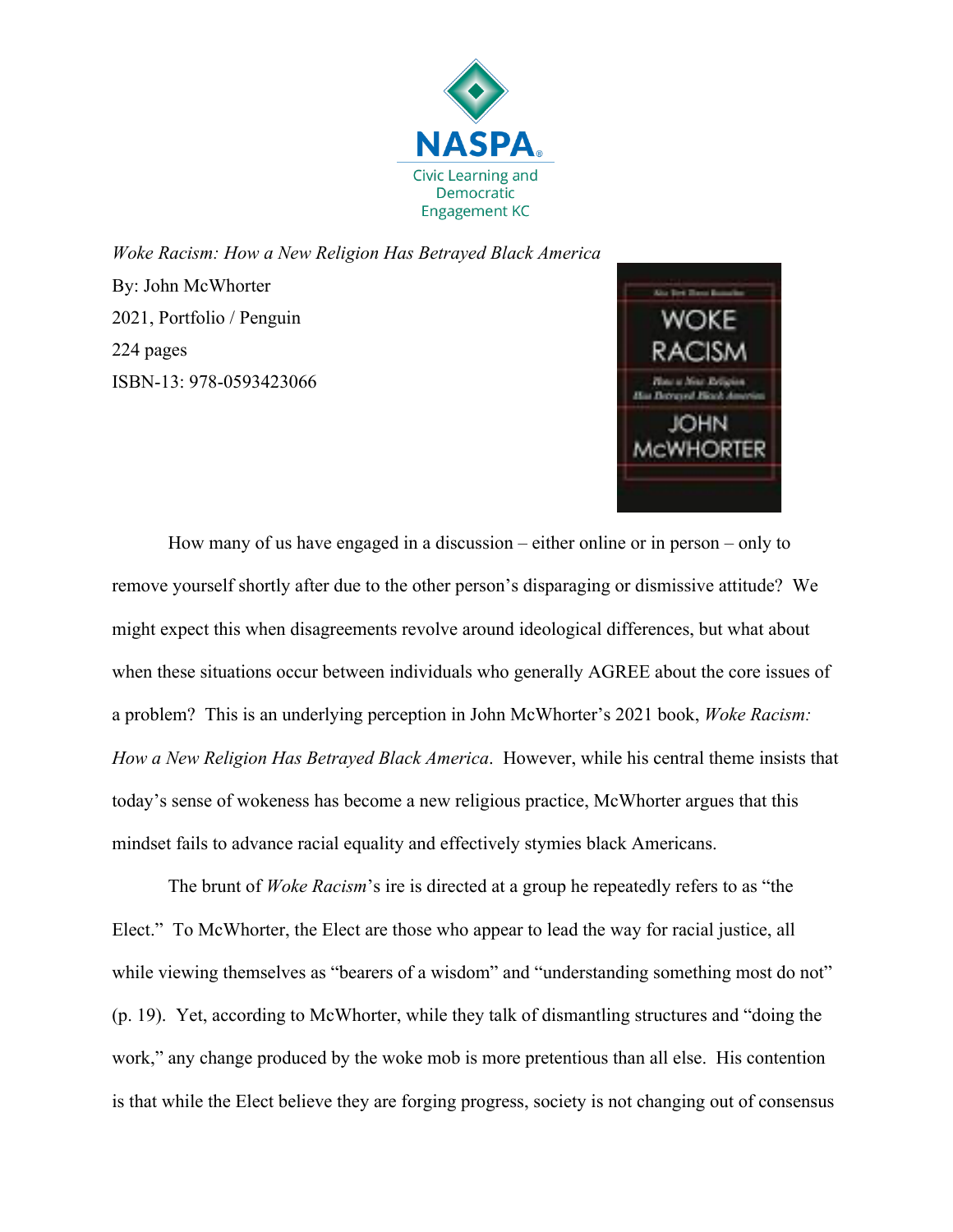NASPA

Civic Learning and Democratic Engagement KC

*Woke Racism: How a New Religion Has Betrayed Black America*

By: John McWhorter

2021, Portfolio / Penguin

224 pages

ISBN-13: 978-0593423066

How many of us have engaged in a discussion – either online or in person – only to remove yourself shortly after due to the other person's disparaging or dismissive attitude? We might expect this when disagreements revolve around ideological differences, but what about when these situations occur between individuals who generally AGREE about the core issues of a problem? This is an underlying perception in John McWhorter's 2021 book, *Woke Racism: How a New Religion Has Betrayed Black America*. However, while his central theme insists that today's sense of wokeness has become a new religious practice, McWhorter argues that this mindset fails to advance racial equality and effectively stymies black Americans.

The brunt of *Woke Racism*'s ire is directed at a group he repeatedly refers to as "the Elect." To McWhorter, the Elect are those who appear to lead the way for racial justice, all while viewing themselves as "bearers of a wisdom" and "understanding something most do not" (p. 19). Yet, according to McWhorter, while they talk of dismantling structures and "doing the work," any change produced by the woke mob is more pretentious than all else. His contention is that while the Elect believe they are forging progress, society is not changing out of consensus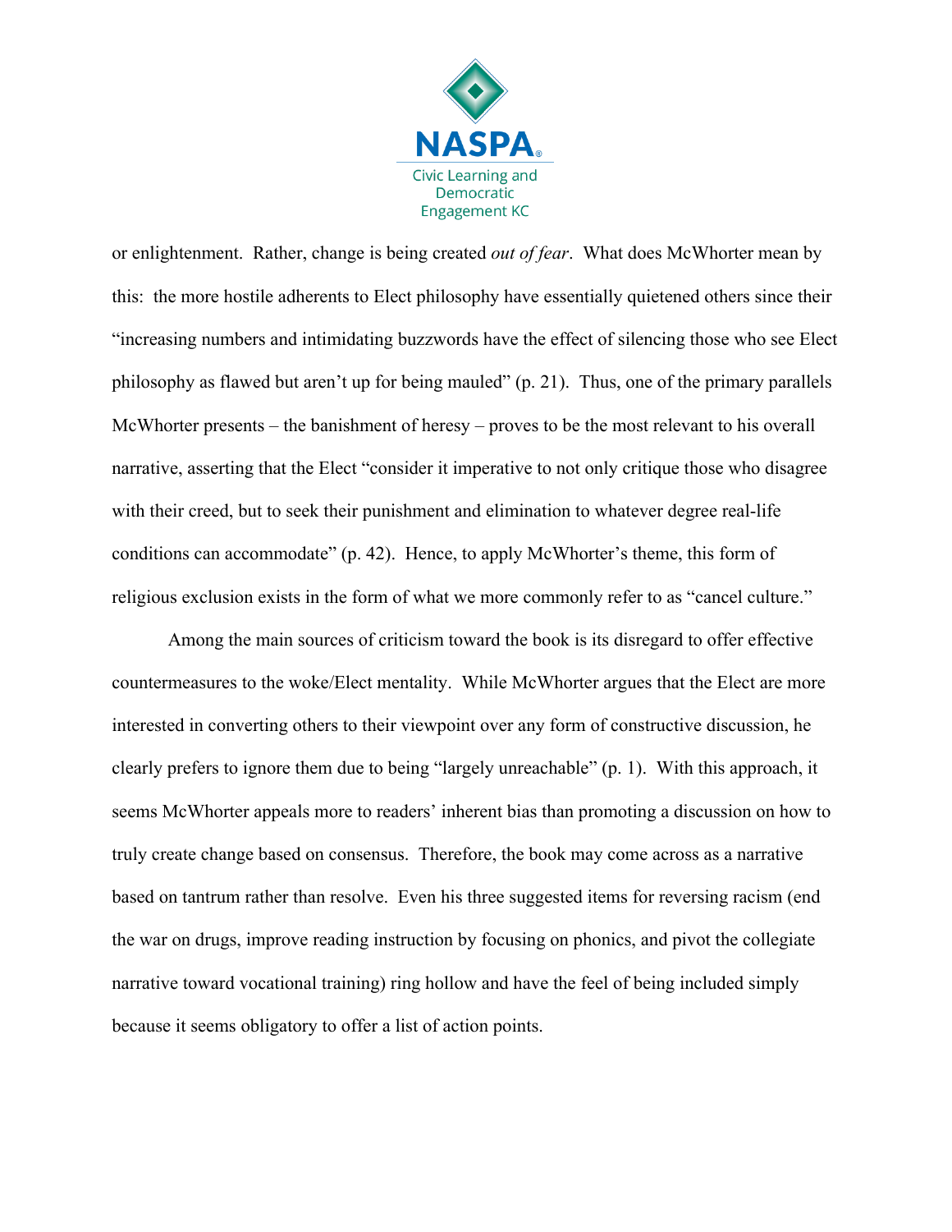or enlightenment. Rather, change is being created *out of fear*. What does McWhorter mean by this: the more hostile adherents to Elect philosophy have essentially quietened others since their "increasing numbers and intimidating buzzwords have the effect of silencing those who see Elect philosophy as flawed but aren't up for being mauled" (p. 21). Thus, one of the primary parallels McWhorter presents – the banishment of heresy – proves to be the most relevant to his overall narrative, asserting that the Elect "consider it imperative to not only critique those who disagree with their creed, but to seek their punishment and elimination to whatever degree real-life conditions can accommodate" (p. 42). Hence, to apply McWhorter's theme, this form of religious exclusion exists in the form of what we more commonly refer to as "cancel culture."

Among the main sources of criticism toward the book is its disregard to offer effective countermeasures to the woke/Elect mentality. While McWhorter argues that the Elect are more interested in converting others to their viewpoint over any form of constructive discussion, he clearly prefers to ignore them due to being "largely unreachable" (p. 1). With this approach, it seems McWhorter appeals more to readers' inherent bias than promoting a discussion on how to truly create change based on consensus. Therefore, the book may come across as a narrative based on tantrum rather than resolve. Even his three suggested items for reversing racism (end the war on drugs, improve reading instruction by focusing on phonics, and pivot the collegiate narrative toward vocational training) ring hollow and have the feel of being included simply because it seems obligatory to offer a list of action points.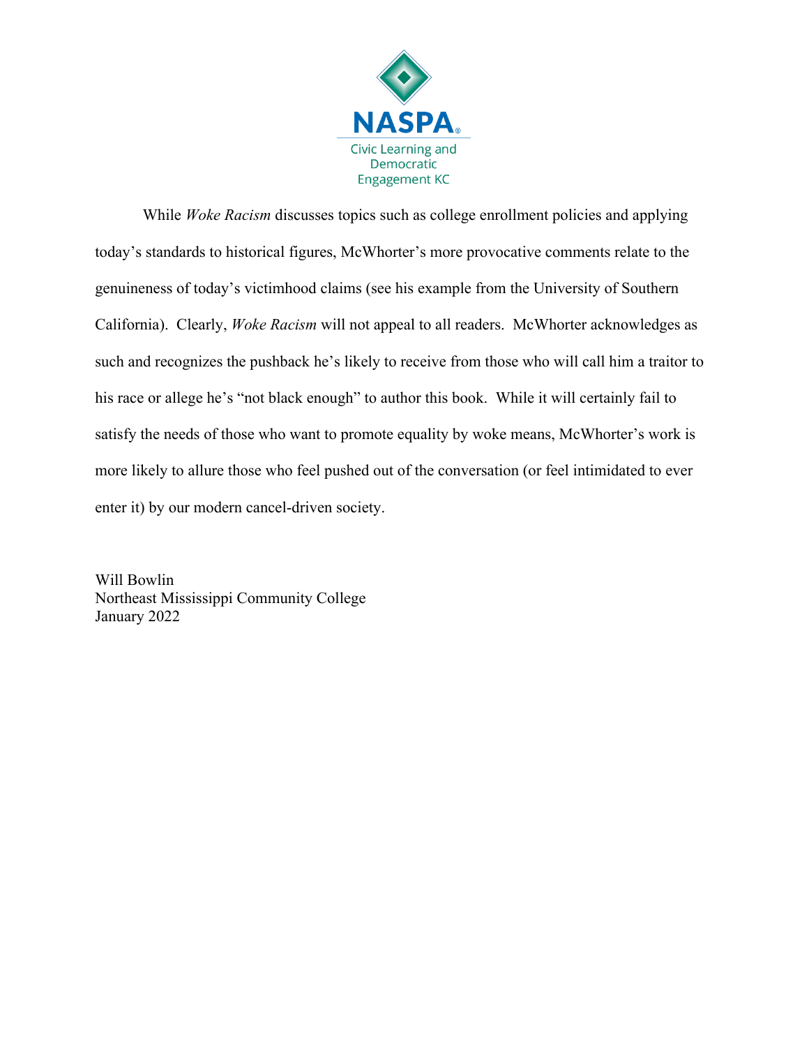NASPA
Civic Learning and Democratic Engagement KC

While *Woke Racism* discusses topics such as college enrollment policies and applying today's standards to historical figures, McWhorter's more provocative comments relate to the genuineness of today's victimhood claims (see his example from the University of Southern California). Clearly, *Woke Racism* will not appeal to all readers. McWhorter acknowledges as such and recognizes the pushback he's likely to receive from those who will call him a traitor to his race or allege he's "not black enough" to author this book. While it will certainly fail to satisfy the needs of those who want to promote equality by woke means, McWhorter's work is more likely to allure those who feel pushed out of the conversation (or feel intimidated to ever enter it) by our modern cancel-driven society.

Will Bowlin
Northeast Mississippi Community College
January 2022